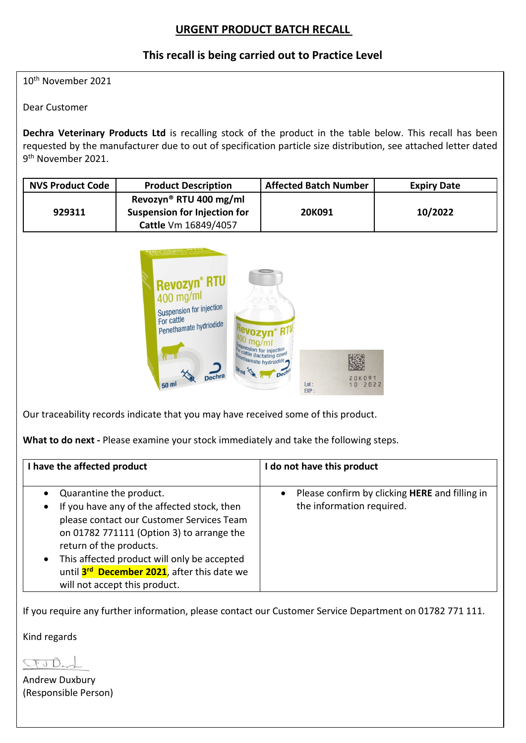# URGENT PRODUCT BATCH RECALL

## This recall is being carried out to Practice Level

10th November 2021

Dear Customer

**Dechra Veterinary Products Ltd** is recalling stock of the product in the table below. This recall has been requested by the manufacturer due to out of specification particle size distribution, see attached letter dated 9th November 2021.

| NVS Product Code | Product Description | Affected Batch Number | Expiry Date |
|---|---|---|---|
| **929311** | **Revozyn® RTU 400 mg/ml Suspension for Injection for Cattle** Vm 16849/4057 | **20K091** | **10/2022** |

Our traceability records indicate that you may have received some of this product.

**What to do next -** Please examine your stock immediately and take the following steps.

| I have the affected product | I do not have this product |
|---|---|
| • Quarantine the product.<br>• If you have any of the affected stock, then please contact our Customer Services Team on 01782 771111 (Option 3) to arrange the return of the products.<br>• This affected product will only be accepted until **3rd December 2021**, after this date we will not accept this product. | • Please confirm by clicking **HERE** and filling in the information required. |

If you require any further information, please contact our Customer Service Department on 01782 771 111.

Kind regards

Andrew Duxbury
(Responsible Person)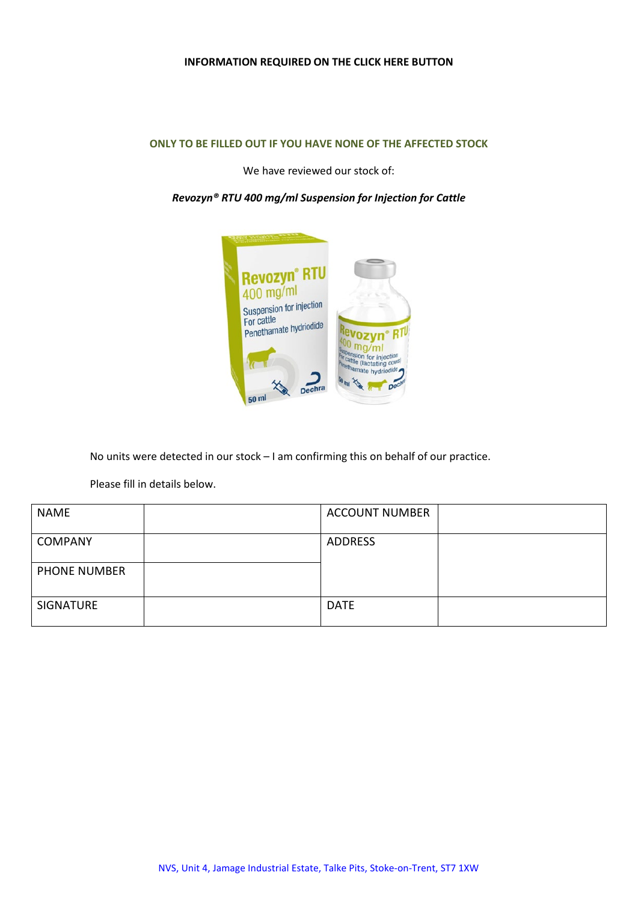**INFORMATION REQUIRED ON THE CLICK HERE BUTTON**

**ONLY TO BE FILLED OUT IF YOU HAVE NONE OF THE AFFECTED STOCK**

We have reviewed our stock of:

***Revozyn® RTU 400 mg/ml Suspension for Injection for Cattle***

No units were detected in our stock – I am confirming this on behalf of our practice.

Please fill in details below.

| | | | |
|---|---|---|---|
| NAME | | ACCOUNT NUMBER | |
| COMPANY | | ADDRESS | |
| PHONE NUMBER | | | |
| SIGNATURE | | DATE | |

NVS, Unit 4, Jamage Industrial Estate, Talke Pits, Stoke-on-Trent, ST7 1XW